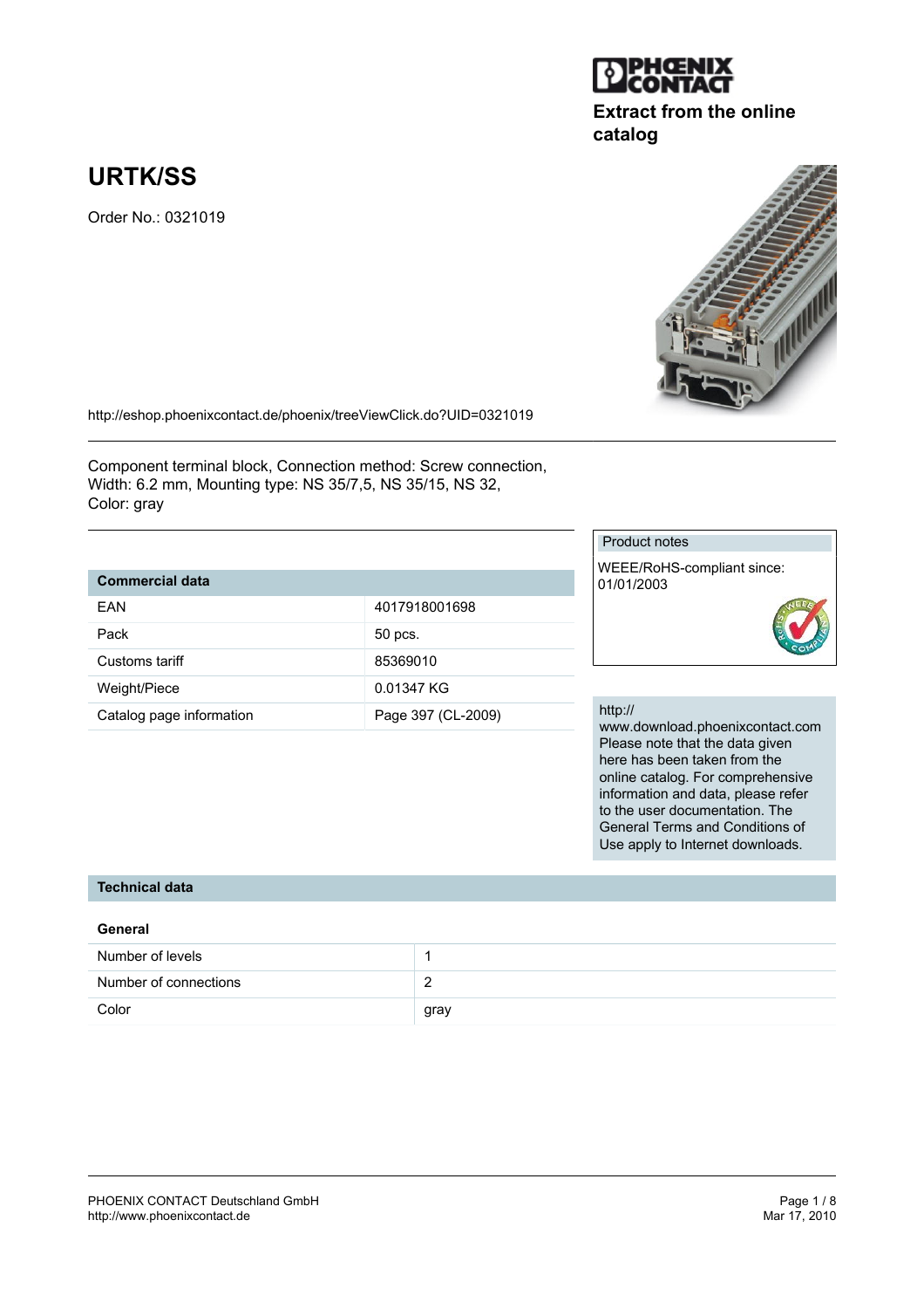Extract from the online catalog

# URTK/SS

Order No.: 0321019

http://eshop.phoenixcontact.de/phoenix/treeViewClick.do?UID=0321019

Component terminal block, Connection method: Screw connection, Width: 6.2 mm, Mounting type: NS 35/7,5, NS 35/15, NS 32, Color: gray

| Commercial data | |
|---|---|
| EAN | 4017918001698 |
| Pack | 50 pcs. |
| Customs tariff | 85369010 |
| Weight/Piece | 0.01347 KG |
| Catalog page information | Page 397 (CL-2009) |

**Product notes**

WEEE/RoHS-compliant since: 01/01/2003

http://www.download.phoenixcontact.com Please note that the data given here has been taken from the online catalog. For comprehensive information and data, please refer to the user documentation. The General Terms and Conditions of Use apply to Internet downloads.

## Technical data

### General

| | |
|---|---|
| Number of levels | 1 |
| Number of connections | 2 |
| Color | gray |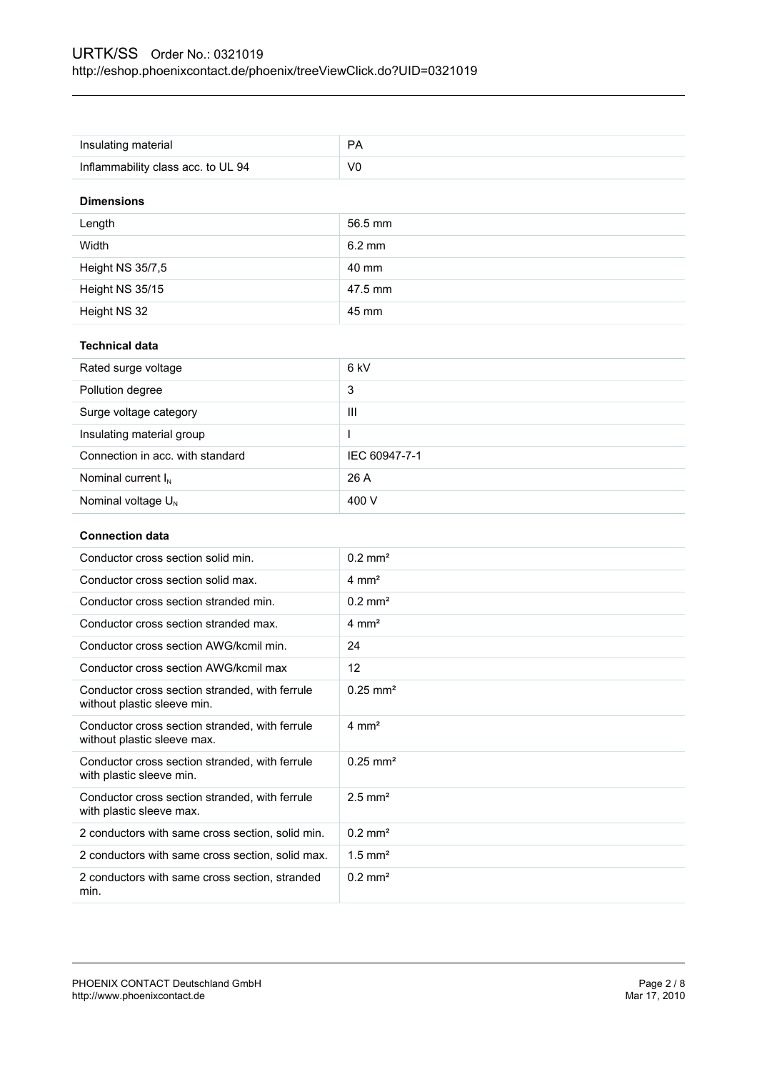| | |
|---|---|
| Insulating material | PA |
| Inflammability class acc. to UL 94 | V0 |

**Dimensions**

| | |
|---|---|
| Length | 56.5 mm |
| Width | 6.2 mm |
| Height NS 35/7,5 | 40 mm |
| Height NS 35/15 | 47.5 mm |
| Height NS 32 | 45 mm |

**Technical data**

| | |
|---|---|
| Rated surge voltage | 6 kV |
| Pollution degree | 3 |
| Surge voltage category | III |
| Insulating material group | I |
| Connection in acc. with standard | IEC 60947-7-1 |
| Nominal current $I_N$ | 26 A |
| Nominal voltage $U_N$ | 400 V |

**Connection data**

| | |
|---|---|
| Conductor cross section solid min. | 0.2 mm² |
| Conductor cross section solid max. | 4 mm² |
| Conductor cross section stranded min. | 0.2 mm² |
| Conductor cross section stranded max. | 4 mm² |
| Conductor cross section AWG/kcmil min. | 24 |
| Conductor cross section AWG/kcmil max | 12 |
| Conductor cross section stranded, with ferrule without plastic sleeve min. | 0.25 mm² |
| Conductor cross section stranded, with ferrule without plastic sleeve max. | 4 mm² |
| Conductor cross section stranded, with ferrule with plastic sleeve min. | 0.25 mm² |
| Conductor cross section stranded, with ferrule with plastic sleeve max. | 2.5 mm² |
| 2 conductors with same cross section, solid min. | 0.2 mm² |
| 2 conductors with same cross section, solid max. | 1.5 mm² |
| 2 conductors with same cross section, stranded min. | 0.2 mm² |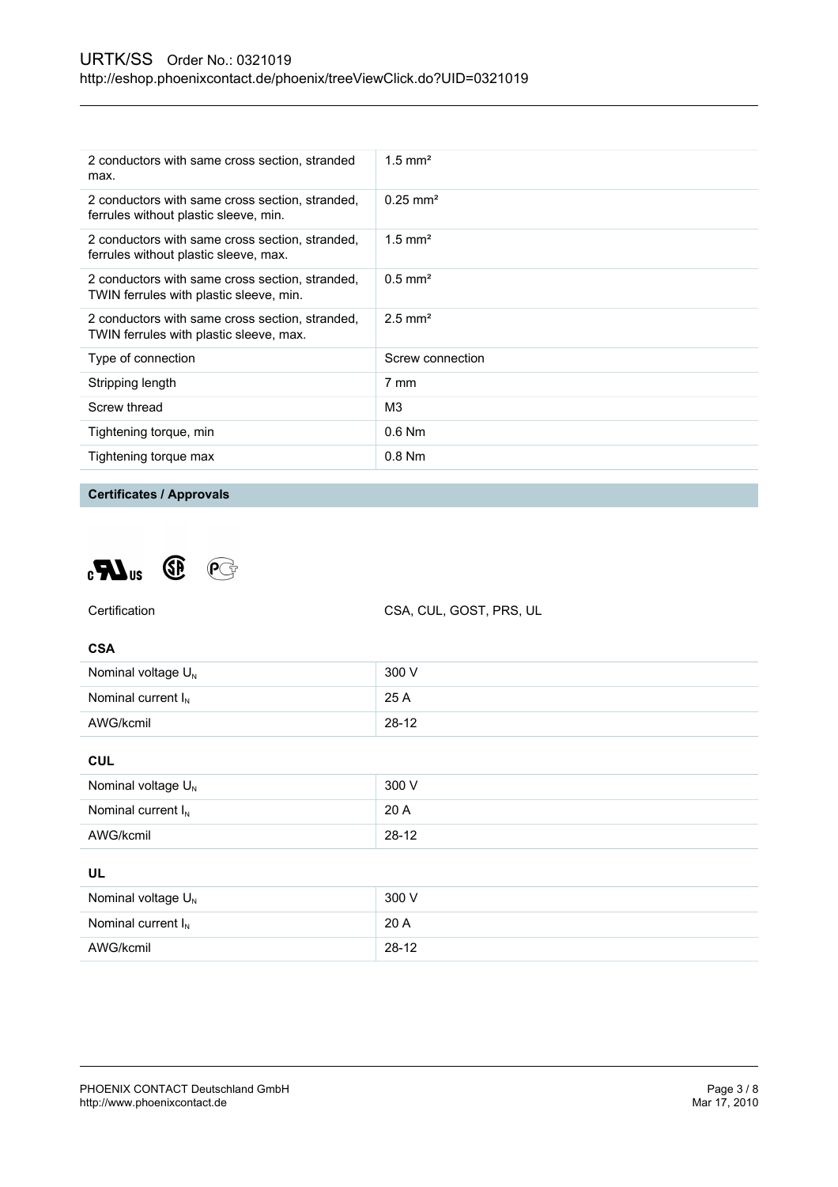| | |
|---|---|
| 2 conductors with same cross section, stranded max. | 1.5 mm² |
| 2 conductors with same cross section, stranded, ferrules without plastic sleeve, min. | 0.25 mm² |
| 2 conductors with same cross section, stranded, ferrules without plastic sleeve, max. | 1.5 mm² |
| 2 conductors with same cross section, stranded, TWIN ferrules with plastic sleeve, min. | 0.5 mm² |
| 2 conductors with same cross section, stranded, TWIN ferrules with plastic sleeve, max. | 2.5 mm² |
| Type of connection | Screw connection |
| Stripping length | 7 mm |
| Screw thread | M3 |
| Tightening torque, min | 0.6 Nm |
| Tightening torque max | 0.8 Nm |

**Certificates / Approvals**

Certification CSA, CUL, GOST, PRS, UL

**CSA**

| | |
|---|---|
| Nominal voltage $U_N$ | 300 V |
| Nominal current $I_N$ | 25 A |
| AWG/kcmil | 28-12 |

**CUL**

| | |
|---|---|
| Nominal voltage $U_N$ | 300 V |
| Nominal current $I_N$ | 20 A |
| AWG/kcmil | 28-12 |

**UL**

| | |
|---|---|
| Nominal voltage $U_N$ | 300 V |
| Nominal current $I_N$ | 20 A |
| AWG/kcmil | 28-12 |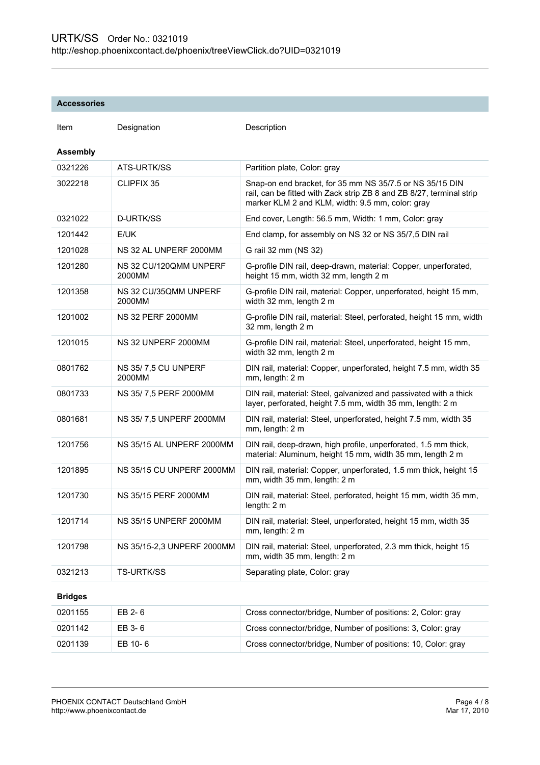## Accessories

| Item | Designation | Description |
|---|---|---|
| **Assembly** | | |
| 0321226 | ATS-URTK/SS | Partition plate, Color: gray |
| 3022218 | CLIPFIX 35 | Snap-on end bracket, for 35 mm NS 35/7.5 or NS 35/15 DIN rail, can be fitted with Zack strip ZB 8 and ZB 8/27, terminal strip marker KLM 2 and KLM, width: 9.5 mm, color: gray |
| 0321022 | D-URTK/SS | End cover, Length: 56.5 mm, Width: 1 mm, Color: gray |
| 1201442 | E/UK | End clamp, for assembly on NS 32 or NS 35/7,5 DIN rail |
| 1201028 | NS 32 AL UNPERF 2000MM | G rail 32 mm (NS 32) |
| 1201280 | NS 32 CU/120QMM UNPERF 2000MM | G-profile DIN rail, deep-drawn, material: Copper, unperforated, height 15 mm, width 32 mm, length 2 m |
| 1201358 | NS 32 CU/35QMM UNPERF 2000MM | G-profile DIN rail, material: Copper, unperforated, height 15 mm, width 32 mm, length 2 m |
| 1201002 | NS 32 PERF 2000MM | G-profile DIN rail, material: Steel, perforated, height 15 mm, width 32 mm, length 2 m |
| 1201015 | NS 32 UNPERF 2000MM | G-profile DIN rail, material: Steel, unperforated, height 15 mm, width 32 mm, length 2 m |
| 0801762 | NS 35/ 7,5 CU UNPERF 2000MM | DIN rail, material: Copper, unperforated, height 7.5 mm, width 35 mm, length: 2 m |
| 0801733 | NS 35/ 7,5 PERF 2000MM | DIN rail, material: Steel, galvanized and passivated with a thick layer, perforated, height 7.5 mm, width 35 mm, length: 2 m |
| 0801681 | NS 35/ 7,5 UNPERF 2000MM | DIN rail, material: Steel, unperforated, height 7.5 mm, width 35 mm, length: 2 m |
| 1201756 | NS 35/15 AL UNPERF 2000MM | DIN rail, deep-drawn, high profile, unperforated, 1.5 mm thick, material: Aluminum, height 15 mm, width 35 mm, length 2 m |
| 1201895 | NS 35/15 CU UNPERF 2000MM | DIN rail, material: Copper, unperforated, 1.5 mm thick, height 15 mm, width 35 mm, length: 2 m |
| 1201730 | NS 35/15 PERF 2000MM | DIN rail, material: Steel, perforated, height 15 mm, width 35 mm, length: 2 m |
| 1201714 | NS 35/15 UNPERF 2000MM | DIN rail, material: Steel, unperforated, height 15 mm, width 35 mm, length: 2 m |
| 1201798 | NS 35/15-2,3 UNPERF 2000MM | DIN rail, material: Steel, unperforated, 2.3 mm thick, height 15 mm, width 35 mm, length: 2 m |
| 0321213 | TS-URTK/SS | Separating plate, Color: gray |
| **Bridges** | | |
| 0201155 | EB 2- 6 | Cross connector/bridge, Number of positions: 2, Color: gray |
| 0201142 | EB 3- 6 | Cross connector/bridge, Number of positions: 3, Color: gray |
| 0201139 | EB 10- 6 | Cross connector/bridge, Number of positions: 10, Color: gray |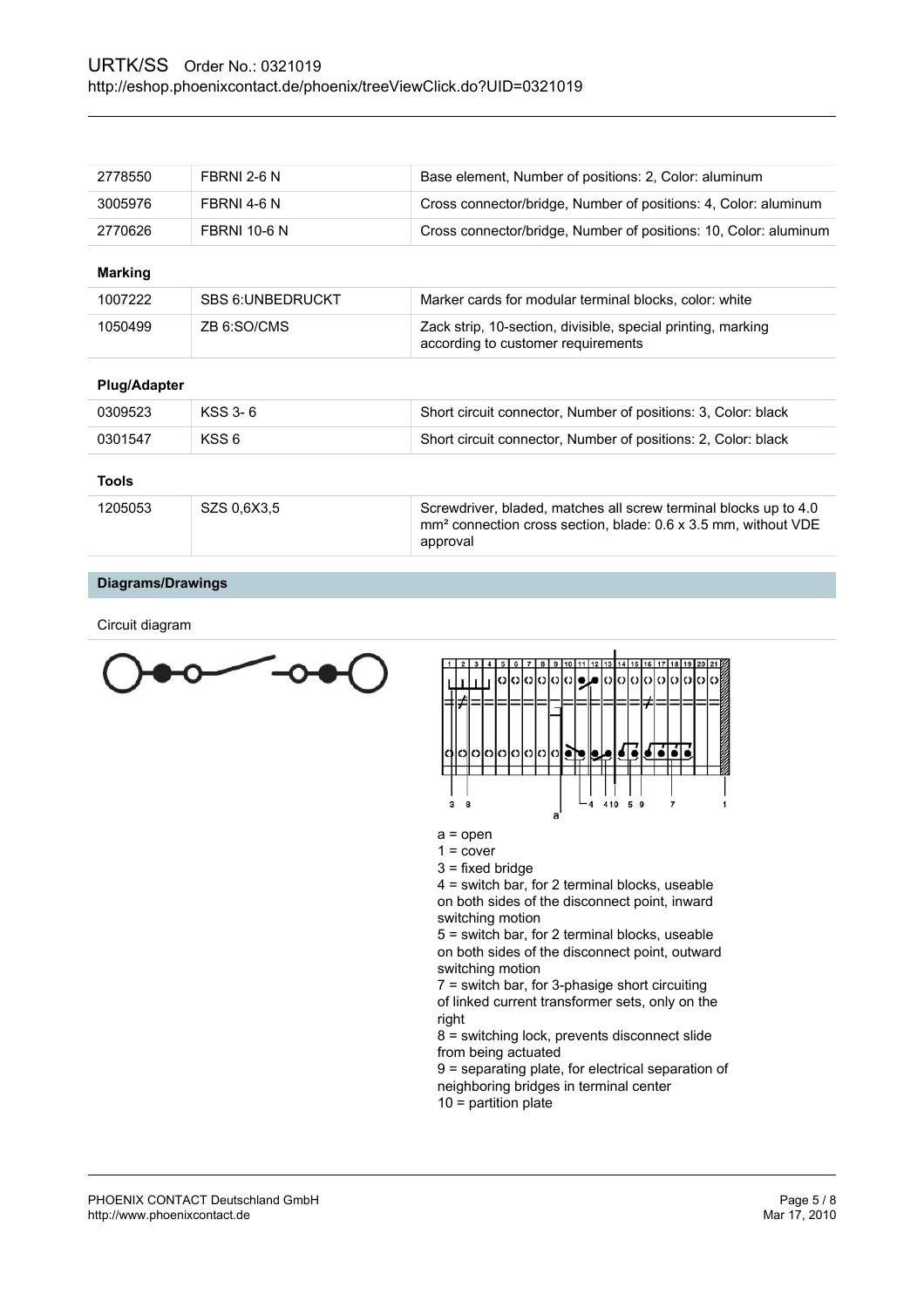| | | |
|---|---|---|
| 2778550 | FBRNI 2-6 N | Base element, Number of positions: 2, Color: aluminum |
| 3005976 | FBRNI 4-6 N | Cross connector/bridge, Number of positions: 4, Color: aluminum |
| 2770626 | FBRNI 10-6 N | Cross connector/bridge, Number of positions: 10, Color: aluminum |

**Marking**

| | | |
|---|---|---|
| 1007222 | SBS 6:UNBEDRUCKT | Marker cards for modular terminal blocks, color: white |
| 1050499 | ZB 6:SO/CMS | Zack strip, 10-section, divisible, special printing, marking according to customer requirements |

**Plug/Adapter**

| | | |
|---|---|---|
| 0309523 | KSS 3- 6 | Short circuit connector, Number of positions: 3, Color: black |
| 0301547 | KSS 6 | Short circuit connector, Number of positions: 2, Color: black |

**Tools**

| | | |
|---|---|---|
| 1205053 | SZS 0,6X3,5 | Screwdriver, bladed, matches all screw terminal blocks up to 4.0 mm² connection cross section, blade: 0.6 x 3.5 mm, without VDE approval |

## Diagrams/Drawings

Circuit diagram

a = open
1 = cover
3 = fixed bridge
4 = switch bar, for 2 terminal blocks, useable on both sides of the disconnect point, inward switching motion
5 = switch bar, for 2 terminal blocks, useable on both sides of the disconnect point, outward switching motion
7 = switch bar, for 3-phasige short circuiting of linked current transformer sets, only on the right
8 = switching lock, prevents disconnect slide from being actuated
9 = separating plate, for electrical separation of neighboring bridges in terminal center
10 = partition plate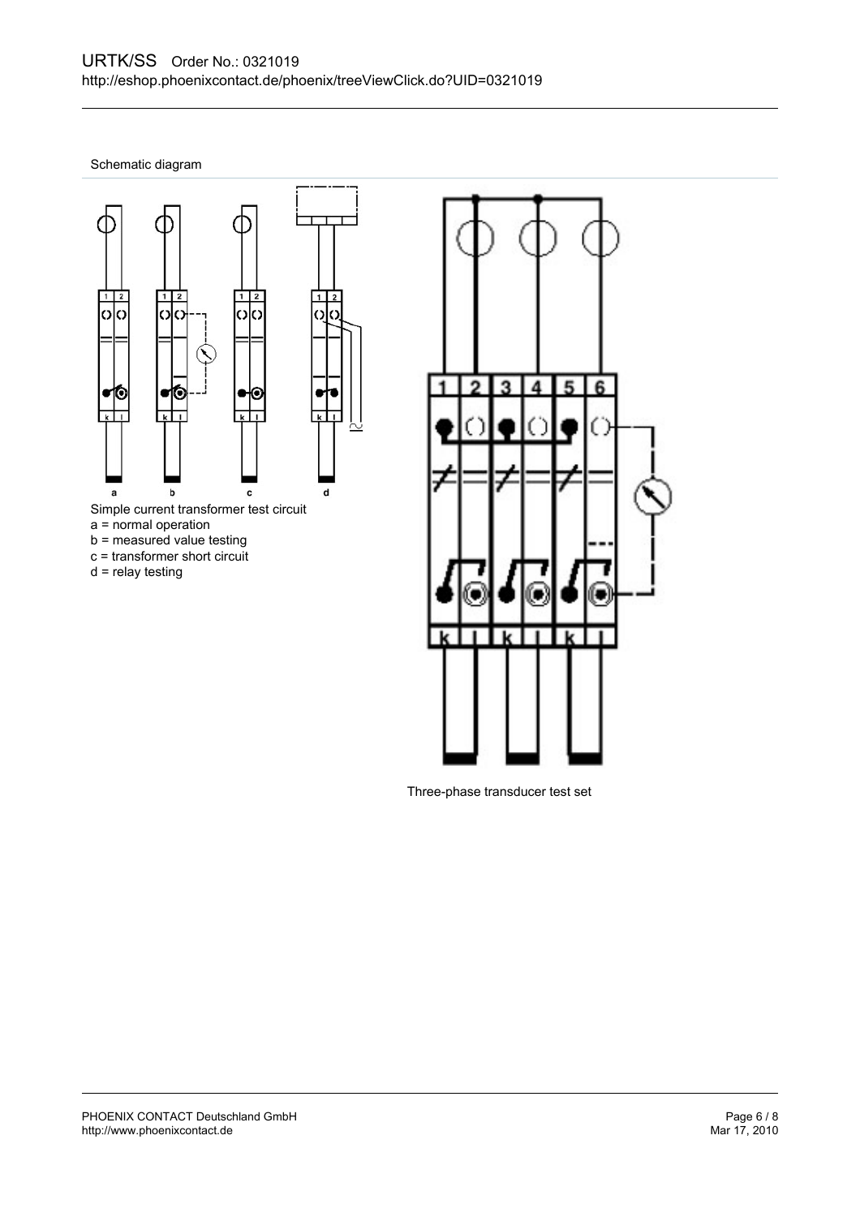Schematic diagram

Simple current transformer test circuit

a = normal operation

b = measured value testing

c = transformer short circuit

d = relay testing

Three-phase transducer test set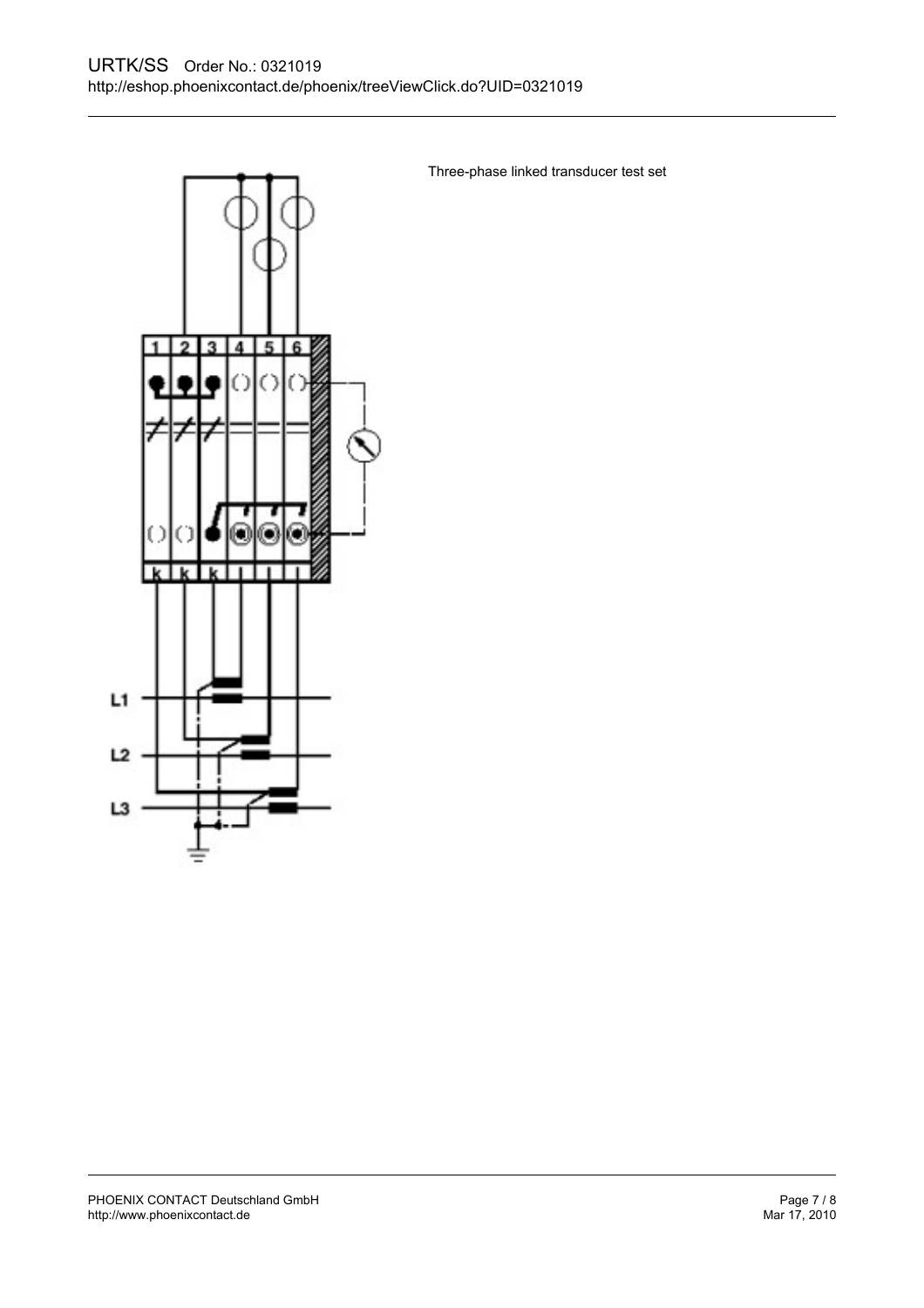Three-phase linked transducer test set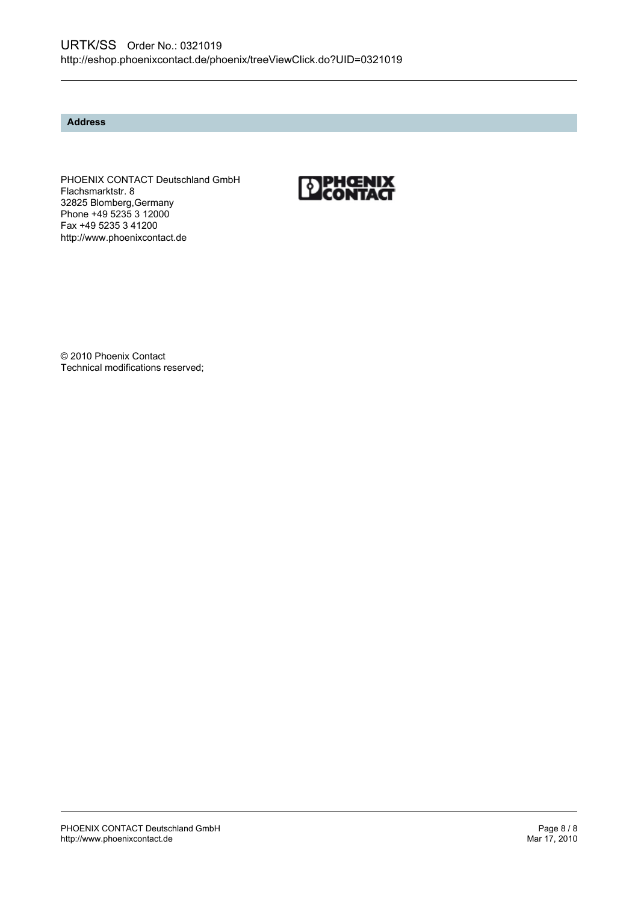## Address

PHOENIX CONTACT Deutschland GmbH
Flachsmarktstr. 8
32825 Blomberg,Germany
Phone +49 5235 3 12000
Fax +49 5235 3 41200
http://www.phoenixcontact.de

© 2010 Phoenix Contact
Technical modifications reserved;